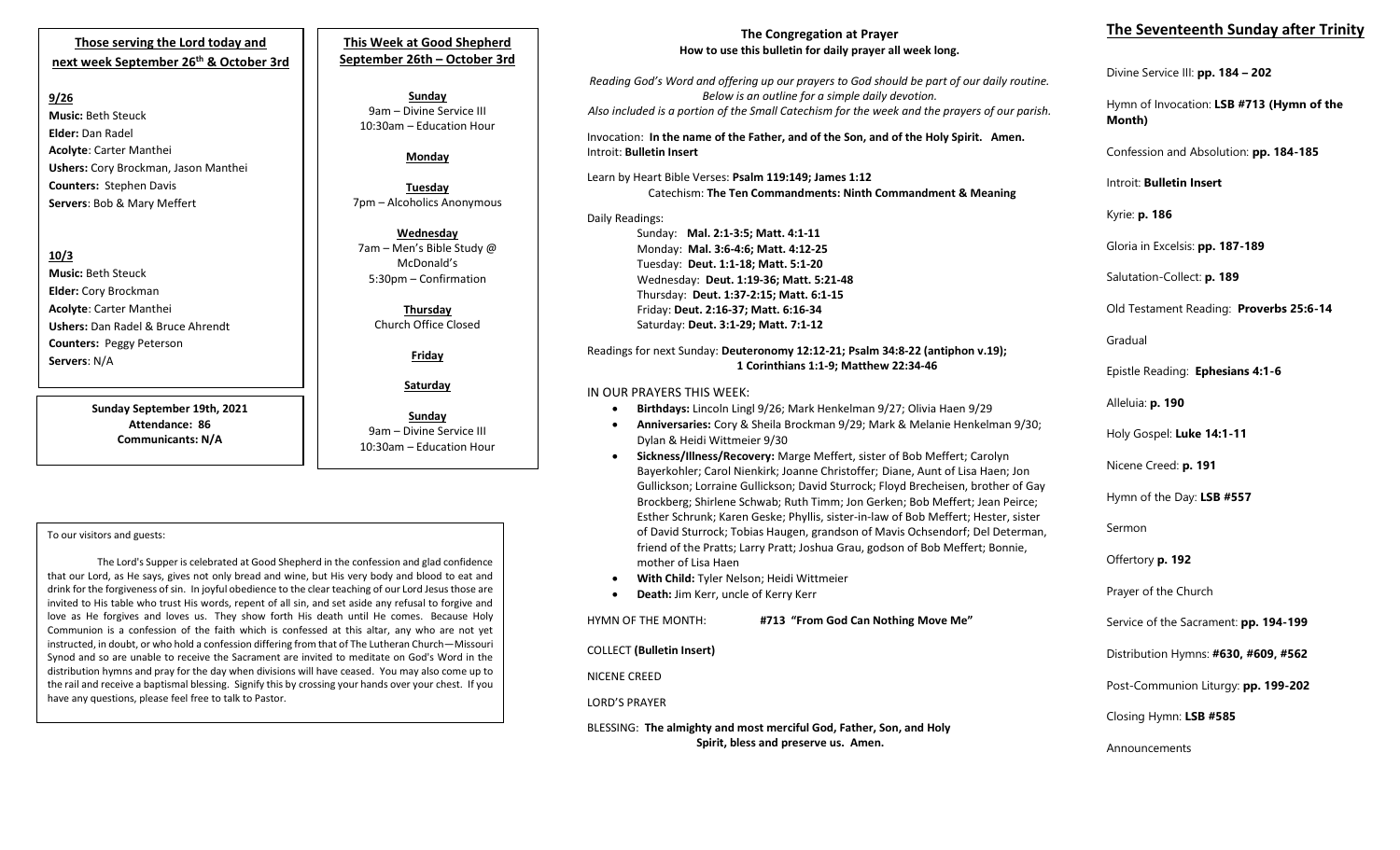## Those serving the Lord today and next week September 26th & October 3rd

**9/26**

**Music:** Beth Steuck
**Elder:** Dan Radel
**Acolyte**: Carter Manthei
**Ushers:** Cory Brockman, Jason Manthei
**Counters:** Stephen Davis
**Servers**: Bob & Mary Meffert

**10/3**

**Music:** Beth Steuck
**Elder:** Cory Brockman
**Acolyte**: Carter Manthei
**Ushers:** Dan Radel & Bruce Ahrendt
**Counters:** Peggy Peterson
**Servers**: N/A

**Sunday September 19th, 2021**
**Attendance: 86**
**Communicants: N/A**

## This Week at Good Shepherd September 26th – October 3rd

**Sunday**
9am – Divine Service III
10:30am – Education Hour

**Monday**

**Tuesday**
7pm – Alcoholics Anonymous

**Wednesday**
7am – Men's Bible Study @ McDonald's
5:30pm – Confirmation

**Thursday**
Church Office Closed

**Friday**

**Saturday**

**Sunday**
9am – Divine Service III
10:30am – Education Hour

To our visitors and guests:

The Lord's Supper is celebrated at Good Shepherd in the confession and glad confidence that our Lord, as He says, gives not only bread and wine, but His very body and blood to eat and drink for the forgiveness of sin. In joyful obedience to the clear teaching of our Lord Jesus those are invited to His table who trust His words, repent of all sin, and set aside any refusal to forgive and love as He forgives and loves us. They show forth His death until He comes. Because Holy Communion is a confession of the faith which is confessed at this altar, any who are not yet instructed, in doubt, or who hold a confession differing from that of The Lutheran Church—Missouri Synod and so are unable to receive the Sacrament are invited to meditate on God's Word in the distribution hymns and pray for the day when divisions will have ceased. You may also come up to the rail and receive a baptismal blessing. Signify this by crossing your hands over your chest. If you have any questions, please feel free to talk to Pastor.

## The Congregation at Prayer

**How to use this bulletin for daily prayer all week long.**

*Reading God's Word and offering up our prayers to God should be part of our daily routine. Below is an outline for a simple daily devotion. Also included is a portion of the Small Catechism for the week and the prayers of our parish.*

Invocation: **In the name of the Father, and of the Son, and of the Holy Spirit. Amen.**
Introit: **Bulletin Insert**

Learn by Heart Bible Verses: **Psalm 119:149; James 1:12**
Catechism: **The Ten Commandments: Ninth Commandment & Meaning**

Daily Readings:
Sunday: **Mal. 2:1-3:5; Matt. 4:1-11**
Monday: **Mal. 3:6-4:6; Matt. 4:12-25**
Tuesday: **Deut. 1:1-18; Matt. 5:1-20**
Wednesday: **Deut. 1:19-36; Matt. 5:21-48**
Thursday: **Deut. 1:37-2:15; Matt. 6:1-15**
Friday: **Deut. 2:16-37; Matt. 6:16-34**
Saturday: **Deut. 3:1-29; Matt. 7:1-12**

Readings for next Sunday: **Deuteronomy 12:12-21; Psalm 34:8-22 (antiphon v.19); 1 Corinthians 1:1-9; Matthew 22:34-46**

IN OUR PRAYERS THIS WEEK:

- **Birthdays:** Lincoln Lingl 9/26; Mark Henkelman 9/27; Olivia Haen 9/29
- **Anniversaries:** Cory & Sheila Brockman 9/29; Mark & Melanie Henkelman 9/30; Dylan & Heidi Wittmeier 9/30
- **Sickness/Illness/Recovery:** Marge Meffert, sister of Bob Meffert; Carolyn Bayerkohler; Carol Nienkirk; Joanne Christoffer; Diane, Aunt of Lisa Haen; Jon Gullickson; Lorraine Gullickson; David Sturrock; Floyd Brecheisen, brother of Gay Brockberg; Shirlene Schwab; Ruth Timm; Jon Gerken; Bob Meffert; Jean Peirce; Esther Schrunk; Karen Geske; Phyllis, sister-in-law of Bob Meffert; Hester, sister of David Sturrock; Tobias Haugen, grandson of Mavis Ochsendorf; Del Determan, friend of the Pratts; Larry Pratt; Joshua Grau, godson of Bob Meffert; Bonnie, mother of Lisa Haen
- **With Child:** Tyler Nelson; Heidi Wittmeier
- **Death:** Jim Kerr, uncle of Kerry Kerr

HYMN OF THE MONTH: **#713 "From God Can Nothing Move Me"**

COLLECT **(Bulletin Insert)**

NICENE CREED

LORD'S PRAYER

BLESSING: **The almighty and most merciful God, Father, Son, and Holy Spirit, bless and preserve us. Amen.**

## The Seventeenth Sunday after Trinity

Divine Service III: **pp. 184 – 202**

Hymn of Invocation: **LSB #713 (Hymn of the Month)**

Confession and Absolution: **pp. 184-185**

Introit: **Bulletin Insert**

Kyrie: **p. 186**

Gloria in Excelsis: **pp. 187-189**

Salutation-Collect: **p. 189**

Old Testament Reading: **Proverbs 25:6-14**

Gradual

Epistle Reading: **Ephesians 4:1-6**

Alleluia: **p. 190**

Holy Gospel: **Luke 14:1-11**

Nicene Creed: **p. 191**

Hymn of the Day: **LSB #557**

Sermon

Offertory **p. 192**

Prayer of the Church

Service of the Sacrament: **pp. 194-199**

Distribution Hymns: **#630, #609, #562**

Post-Communion Liturgy: **pp. 199-202**

Closing Hymn: **LSB #585**

Announcements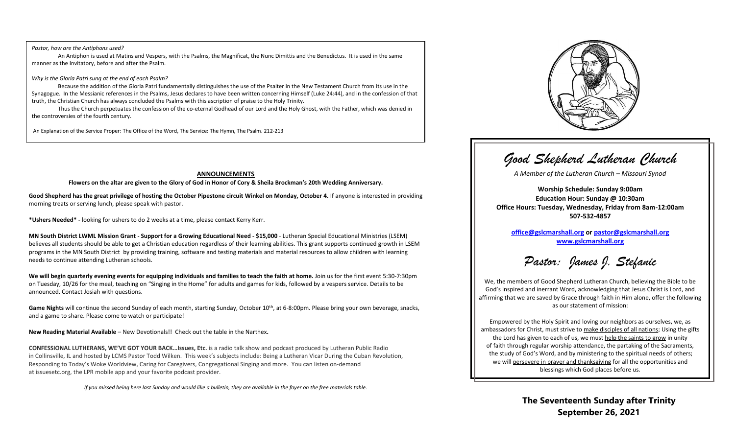*Pastor, how are the Antiphons used?*

An Antiphon is used at Matins and Vespers, with the Psalms, the Magnificat, the Nunc Dimittis and the Benedictus. It is used in the same manner as the Invitatory, before and after the Psalm.

*Why is the Gloria Patri sung at the end of each Psalm?*

Because the addition of the Gloria Patri fundamentally distinguishes the use of the Psalter in the New Testament Church from its use in the Synagogue. In the Messianic references in the Psalms, Jesus declares to have been written concerning Himself (Luke 24:44), and in the confession of that truth, the Christian Church has always concluded the Psalms with this ascription of praise to the Holy Trinity.

Thus the Church perpetuates the confession of the co-eternal Godhead of our Lord and the Holy Ghost, with the Father, which was denied in the controversies of the fourth century.

An Explanation of the Service Proper: The Office of the Word, The Service: The Hymn, The Psalm. 212-213

## ANNOUNCEMENTS

**Flowers on the altar are given to the Glory of God in Honor of Cory & Sheila Brockman's 20th Wedding Anniversary.**

**Good Shepherd has the great privilege of hosting the October Pipestone circuit Winkel on Monday, October 4.** If anyone is interested in providing morning treats or serving lunch, please speak with pastor.

**\*Ushers Needed\* -** looking for ushers to do 2 weeks at a time, please contact Kerry Kerr.

**MN South District LWML Mission Grant - Support for a Growing Educational Need - $15,000** - Lutheran Special Educational Ministries (LSEM) believes all students should be able to get a Christian education regardless of their learning abilities. This grant supports continued growth in LSEM programs in the MN South District by providing training, software and testing materials and material resources to allow children with learning needs to continue attending Lutheran schools.

**We will begin quarterly evening events for equipping individuals and families to teach the faith at home.** Join us for the first event 5:30-7:30pm on Tuesday, 10/26 for the meal, teaching on "Singing in the Home" for adults and games for kids, followed by a vespers service. Details to be announced. Contact Josiah with questions.

**Game Nights** will continue the second Sunday of each month, starting Sunday, October 10th, at 6-8:00pm. Please bring your own beverage, snacks, and a game to share. Please come to watch or participate!

**New Reading Material Available** – New Devotionals!! Check out the table in the Narthex**.**

**CONFESSIONAL LUTHERANS, WE'VE GOT YOUR BACK…Issues, Etc.** is a radio talk show and podcast produced by Lutheran Public Radio in Collinsville, IL and hosted by LCMS Pastor Todd Wilken. This week's subjects include: Being a Lutheran Vicar During the Cuban Revolution, Responding to Today's Woke Worldview, Caring for Caregivers, Congregational Singing and more. You can listen on-demand at issuesetc.org, the LPR mobile app and your favorite podcast provider.

*If you missed being here last Sunday and would like a bulletin, they are available in the foyer on the free materials table.*

# *Good Shepherd Lutheran Church*

*A Member of the Lutheran Church – Missouri Synod*

**Worship Schedule: Sunday 9:00am**
**Education Hour: Sunday @ 10:30am**
**Office Hours: Tuesday, Wednesday, Friday from 8am-12:00am**
**507-532-4857**

**office@gslcmarshall.org or pastor@gslcmarshall.org**
**www.gslcmarshall.org**

## *Pastor: James J. Stefanic*

We, the members of Good Shepherd Lutheran Church, believing the Bible to be God's inspired and inerrant Word, acknowledging that Jesus Christ is Lord, and affirming that we are saved by Grace through faith in Him alone, offer the following as our statement of mission:

Empowered by the Holy Spirit and loving our neighbors as ourselves, we, as ambassadors for Christ, must strive to make disciples of all nations; Using the gifts the Lord has given to each of us, we must help the saints to grow in unity of faith through regular worship attendance, the partaking of the Sacraments, the study of God's Word, and by ministering to the spiritual needs of others; we will persevere in prayer and thanksgiving for all the opportunities and blessings which God places before us.

**The Seventeenth Sunday after Trinity**
**September 26, 2021**